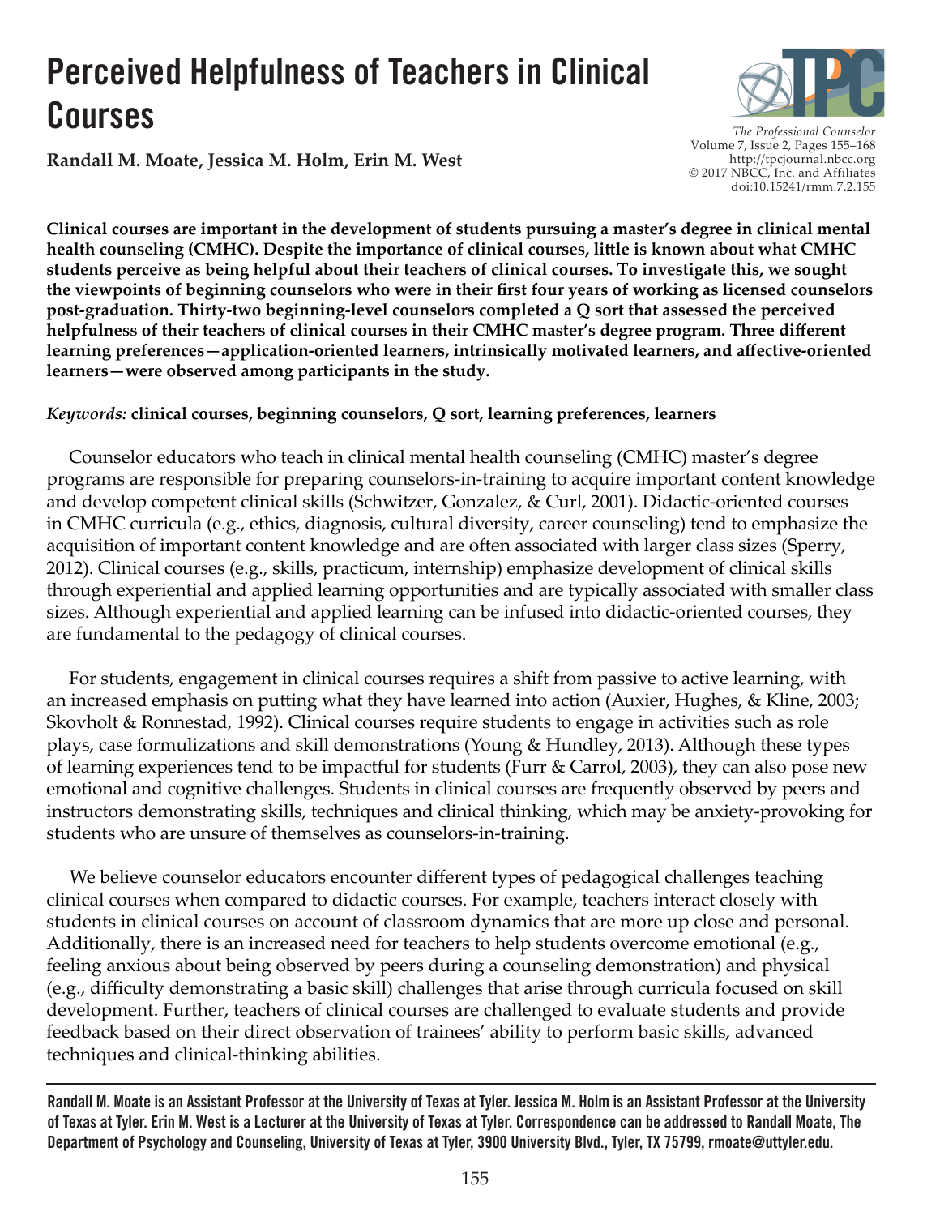# Perceived Helpfulness of Teachers in Clinical Courses

**Randall M. Moate, Jessica M. Holm, Erin M. West**

*The Professional Counselor*
Volume 7, Issue 2, Pages 155–168
http://tpcjournal.nbcc.org
© 2017 NBCC, Inc. and Affiliates
doi:10.15241/rmm.7.2.155

**Clinical courses are important in the development of students pursuing a master's degree in clinical mental health counseling (CMHC). Despite the importance of clinical courses, little is known about what CMHC students perceive as being helpful about their teachers of clinical courses. To investigate this, we sought the viewpoints of beginning counselors who were in their first four years of working as licensed counselors post-graduation. Thirty-two beginning-level counselors completed a Q sort that assessed the perceived helpfulness of their teachers of clinical courses in their CMHC master's degree program. Three different learning preferences—application-oriented learners, intrinsically motivated learners, and affective-oriented learners—were observed among participants in the study.**

***Keywords:*** **clinical courses, beginning counselors, Q sort, learning preferences, learners**

Counselor educators who teach in clinical mental health counseling (CMHC) master's degree programs are responsible for preparing counselors-in-training to acquire important content knowledge and develop competent clinical skills (Schwitzer, Gonzalez, & Curl, 2001). Didactic-oriented courses in CMHC curricula (e.g., ethics, diagnosis, cultural diversity, career counseling) tend to emphasize the acquisition of important content knowledge and are often associated with larger class sizes (Sperry, 2012). Clinical courses (e.g., skills, practicum, internship) emphasize development of clinical skills through experiential and applied learning opportunities and are typically associated with smaller class sizes. Although experiential and applied learning can be infused into didactic-oriented courses, they are fundamental to the pedagogy of clinical courses.

For students, engagement in clinical courses requires a shift from passive to active learning, with an increased emphasis on putting what they have learned into action (Auxier, Hughes, & Kline, 2003; Skovholt & Ronnestad, 1992). Clinical courses require students to engage in activities such as role plays, case formulizations and skill demonstrations (Young & Hundley, 2013). Although these types of learning experiences tend to be impactful for students (Furr & Carrol, 2003), they can also pose new emotional and cognitive challenges. Students in clinical courses are frequently observed by peers and instructors demonstrating skills, techniques and clinical thinking, which may be anxiety-provoking for students who are unsure of themselves as counselors-in-training.

We believe counselor educators encounter different types of pedagogical challenges teaching clinical courses when compared to didactic courses. For example, teachers interact closely with students in clinical courses on account of classroom dynamics that are more up close and personal. Additionally, there is an increased need for teachers to help students overcome emotional (e.g., feeling anxious about being observed by peers during a counseling demonstration) and physical (e.g., difficulty demonstrating a basic skill) challenges that arise through curricula focused on skill development. Further, teachers of clinical courses are challenged to evaluate students and provide feedback based on their direct observation of trainees' ability to perform basic skills, advanced techniques and clinical-thinking abilities.

---

**Randall M. Moate is an Assistant Professor at the University of Texas at Tyler. Jessica M. Holm is an Assistant Professor at the University of Texas at Tyler. Erin M. West is a Lecturer at the University of Texas at Tyler. Correspondence can be addressed to Randall Moate, The Department of Psychology and Counseling, University of Texas at Tyler, 3900 University Blvd., Tyler, TX 75799, rmoate@uttyler.edu.**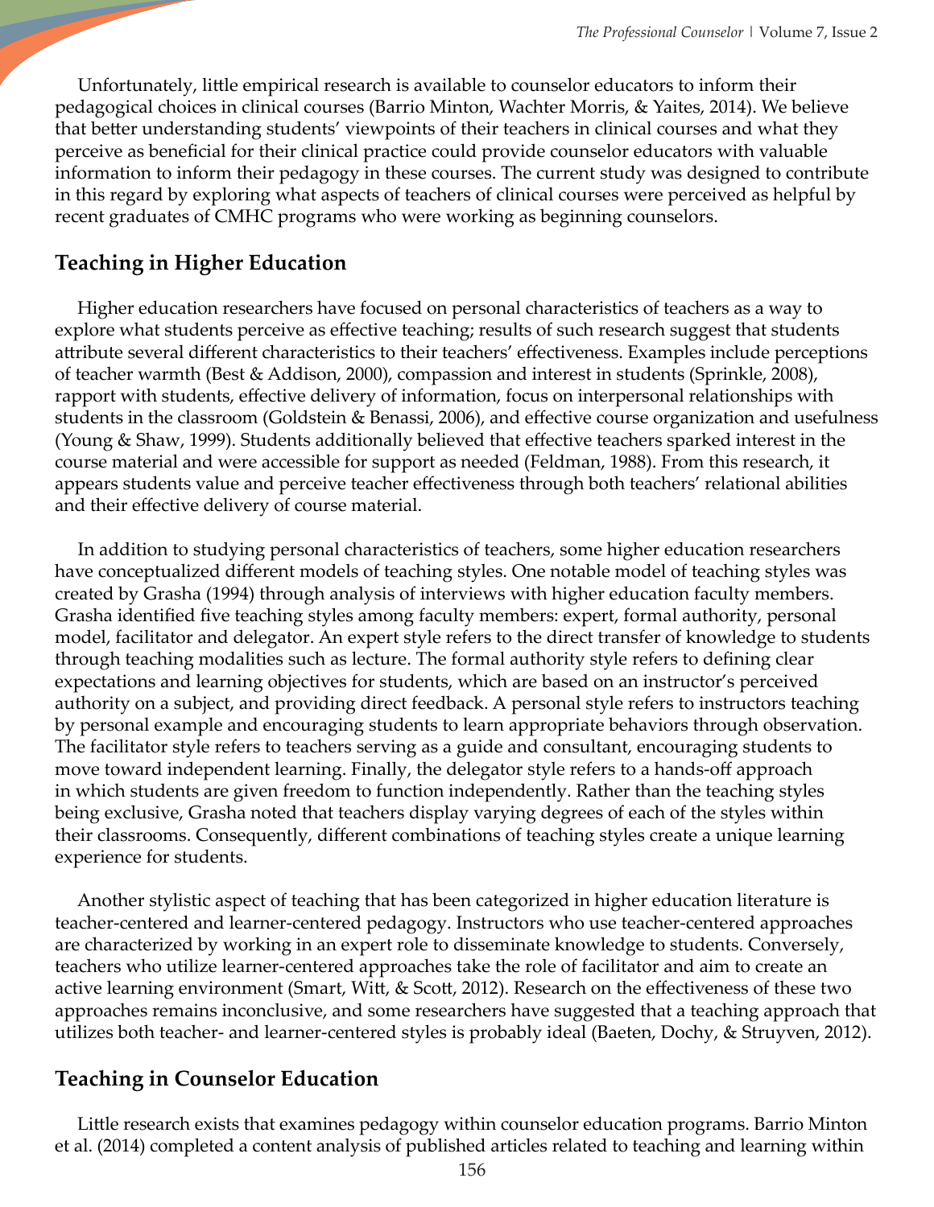Unfortunately, little empirical research is available to counselor educators to inform their pedagogical choices in clinical courses (Barrio Minton, Wachter Morris, & Yaites, 2014). We believe that better understanding students' viewpoints of their teachers in clinical courses and what they perceive as beneficial for their clinical practice could provide counselor educators with valuable information to inform their pedagogy in these courses. The current study was designed to contribute in this regard by exploring what aspects of teachers of clinical courses were perceived as helpful by recent graduates of CMHC programs who were working as beginning counselors.

## Teaching in Higher Education

Higher education researchers have focused on personal characteristics of teachers as a way to explore what students perceive as effective teaching; results of such research suggest that students attribute several different characteristics to their teachers' effectiveness. Examples include perceptions of teacher warmth (Best & Addison, 2000), compassion and interest in students (Sprinkle, 2008), rapport with students, effective delivery of information, focus on interpersonal relationships with students in the classroom (Goldstein & Benassi, 2006), and effective course organization and usefulness (Young & Shaw, 1999). Students additionally believed that effective teachers sparked interest in the course material and were accessible for support as needed (Feldman, 1988). From this research, it appears students value and perceive teacher effectiveness through both teachers' relational abilities and their effective delivery of course material.

In addition to studying personal characteristics of teachers, some higher education researchers have conceptualized different models of teaching styles. One notable model of teaching styles was created by Grasha (1994) through analysis of interviews with higher education faculty members. Grasha identified five teaching styles among faculty members: expert, formal authority, personal model, facilitator and delegator. An expert style refers to the direct transfer of knowledge to students through teaching modalities such as lecture. The formal authority style refers to defining clear expectations and learning objectives for students, which are based on an instructor's perceived authority on a subject, and providing direct feedback. A personal style refers to instructors teaching by personal example and encouraging students to learn appropriate behaviors through observation. The facilitator style refers to teachers serving as a guide and consultant, encouraging students to move toward independent learning. Finally, the delegator style refers to a hands-off approach in which students are given freedom to function independently. Rather than the teaching styles being exclusive, Grasha noted that teachers display varying degrees of each of the styles within their classrooms. Consequently, different combinations of teaching styles create a unique learning experience for students.

Another stylistic aspect of teaching that has been categorized in higher education literature is teacher-centered and learner-centered pedagogy. Instructors who use teacher-centered approaches are characterized by working in an expert role to disseminate knowledge to students. Conversely, teachers who utilize learner-centered approaches take the role of facilitator and aim to create an active learning environment (Smart, Witt, & Scott, 2012). Research on the effectiveness of these two approaches remains inconclusive, and some researchers have suggested that a teaching approach that utilizes both teacher- and learner-centered styles is probably ideal (Baeten, Dochy, & Struyven, 2012).

## Teaching in Counselor Education

Little research exists that examines pedagogy within counselor education programs. Barrio Minton et al. (2014) completed a content analysis of published articles related to teaching and learning within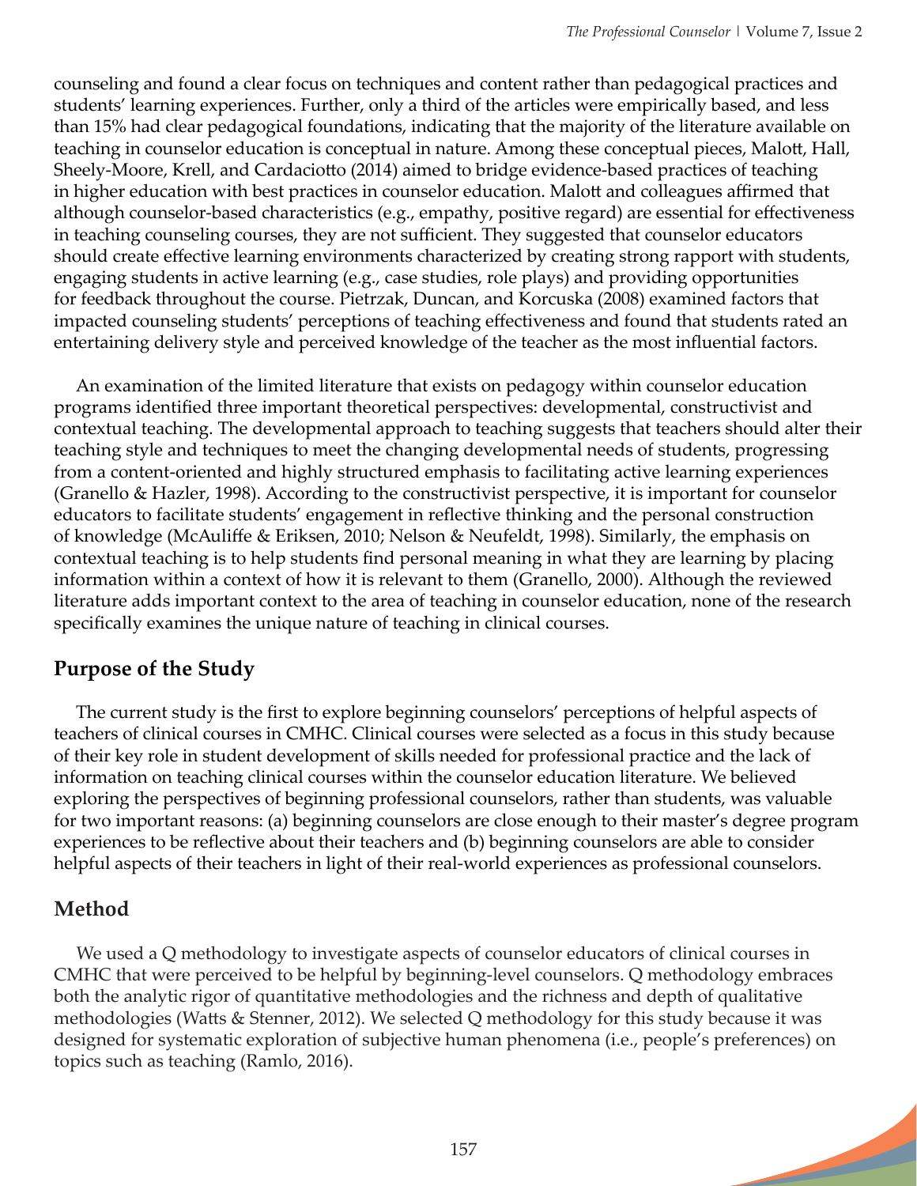counseling and found a clear focus on techniques and content rather than pedagogical practices and students' learning experiences. Further, only a third of the articles were empirically based, and less than 15% had clear pedagogical foundations, indicating that the majority of the literature available on teaching in counselor education is conceptual in nature. Among these conceptual pieces, Malott, Hall, Sheely-Moore, Krell, and Cardaciotto (2014) aimed to bridge evidence-based practices of teaching in higher education with best practices in counselor education. Malott and colleagues affirmed that although counselor-based characteristics (e.g., empathy, positive regard) are essential for effectiveness in teaching counseling courses, they are not sufficient. They suggested that counselor educators should create effective learning environments characterized by creating strong rapport with students, engaging students in active learning (e.g., case studies, role plays) and providing opportunities for feedback throughout the course. Pietrzak, Duncan, and Korcuska (2008) examined factors that impacted counseling students' perceptions of teaching effectiveness and found that students rated an entertaining delivery style and perceived knowledge of the teacher as the most influential factors.

An examination of the limited literature that exists on pedagogy within counselor education programs identified three important theoretical perspectives: developmental, constructivist and contextual teaching. The developmental approach to teaching suggests that teachers should alter their teaching style and techniques to meet the changing developmental needs of students, progressing from a content-oriented and highly structured emphasis to facilitating active learning experiences (Granello & Hazler, 1998). According to the constructivist perspective, it is important for counselor educators to facilitate students' engagement in reflective thinking and the personal construction of knowledge (McAuliffe & Eriksen, 2010; Nelson & Neufeldt, 1998). Similarly, the emphasis on contextual teaching is to help students find personal meaning in what they are learning by placing information within a context of how it is relevant to them (Granello, 2000). Although the reviewed literature adds important context to the area of teaching in counselor education, none of the research specifically examines the unique nature of teaching in clinical courses.

## Purpose of the Study

The current study is the first to explore beginning counselors' perceptions of helpful aspects of teachers of clinical courses in CMHC. Clinical courses were selected as a focus in this study because of their key role in student development of skills needed for professional practice and the lack of information on teaching clinical courses within the counselor education literature. We believed exploring the perspectives of beginning professional counselors, rather than students, was valuable for two important reasons: (a) beginning counselors are close enough to their master's degree program experiences to be reflective about their teachers and (b) beginning counselors are able to consider helpful aspects of their teachers in light of their real-world experiences as professional counselors.

## Method

We used a Q methodology to investigate aspects of counselor educators of clinical courses in CMHC that were perceived to be helpful by beginning-level counselors. Q methodology embraces both the analytic rigor of quantitative methodologies and the richness and depth of qualitative methodologies (Watts & Stenner, 2012). We selected Q methodology for this study because it was designed for systematic exploration of subjective human phenomena (i.e., people's preferences) on topics such as teaching (Ramlo, 2016).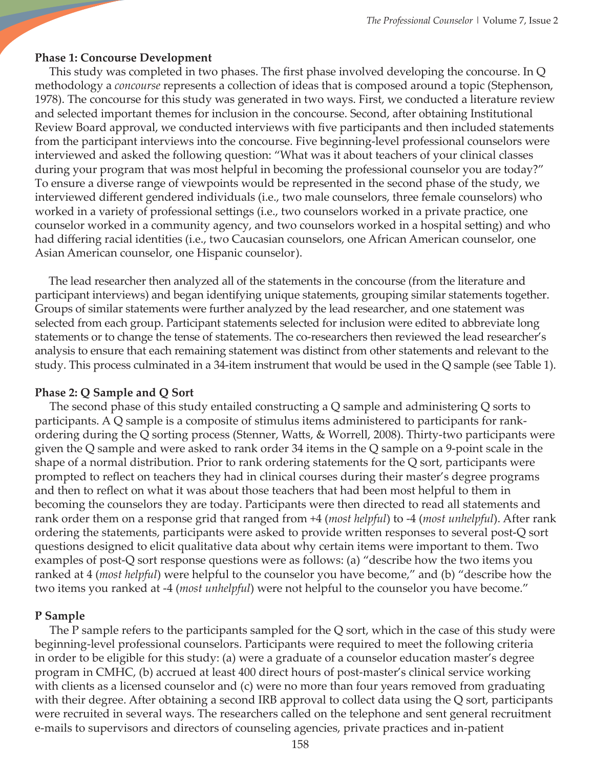### Phase 1: Concourse Development

This study was completed in two phases. The first phase involved developing the concourse. In Q methodology a *concourse* represents a collection of ideas that is composed around a topic (Stephenson, 1978). The concourse for this study was generated in two ways. First, we conducted a literature review and selected important themes for inclusion in the concourse. Second, after obtaining Institutional Review Board approval, we conducted interviews with five participants and then included statements from the participant interviews into the concourse. Five beginning-level professional counselors were interviewed and asked the following question: "What was it about teachers of your clinical classes during your program that was most helpful in becoming the professional counselor you are today?" To ensure a diverse range of viewpoints would be represented in the second phase of the study, we interviewed different gendered individuals (i.e., two male counselors, three female counselors) who worked in a variety of professional settings (i.e., two counselors worked in a private practice, one counselor worked in a community agency, and two counselors worked in a hospital setting) and who had differing racial identities (i.e., two Caucasian counselors, one African American counselor, one Asian American counselor, one Hispanic counselor).

The lead researcher then analyzed all of the statements in the concourse (from the literature and participant interviews) and began identifying unique statements, grouping similar statements together. Groups of similar statements were further analyzed by the lead researcher, and one statement was selected from each group. Participant statements selected for inclusion were edited to abbreviate long statements or to change the tense of statements. The co-researchers then reviewed the lead researcher's analysis to ensure that each remaining statement was distinct from other statements and relevant to the study. This process culminated in a 34-item instrument that would be used in the Q sample (see Table 1).

### Phase 2: Q Sample and Q Sort

The second phase of this study entailed constructing a Q sample and administering Q sorts to participants. A Q sample is a composite of stimulus items administered to participants for rank-ordering during the Q sorting process (Stenner, Watts, & Worrell, 2008). Thirty-two participants were given the Q sample and were asked to rank order 34 items in the Q sample on a 9-point scale in the shape of a normal distribution. Prior to rank ordering statements for the Q sort, participants were prompted to reflect on teachers they had in clinical courses during their master's degree programs and then to reflect on what it was about those teachers that had been most helpful to them in becoming the counselors they are today. Participants were then directed to read all statements and rank order them on a response grid that ranged from +4 (*most helpful*) to -4 (*most unhelpful*). After rank ordering the statements, participants were asked to provide written responses to several post-Q sort questions designed to elicit qualitative data about why certain items were important to them. Two examples of post-Q sort response questions were as follows: (a) "describe how the two items you ranked at 4 (*most helpful*) were helpful to the counselor you have become," and (b) "describe how the two items you ranked at -4 (*most unhelpful*) were not helpful to the counselor you have become."

### P Sample

The P sample refers to the participants sampled for the Q sort, which in the case of this study were beginning-level professional counselors. Participants were required to meet the following criteria in order to be eligible for this study: (a) were a graduate of a counselor education master's degree program in CMHC, (b) accrued at least 400 direct hours of post-master's clinical service working with clients as a licensed counselor and (c) were no more than four years removed from graduating with their degree. After obtaining a second IRB approval to collect data using the Q sort, participants were recruited in several ways. The researchers called on the telephone and sent general recruitment e-mails to supervisors and directors of counseling agencies, private practices and in-patient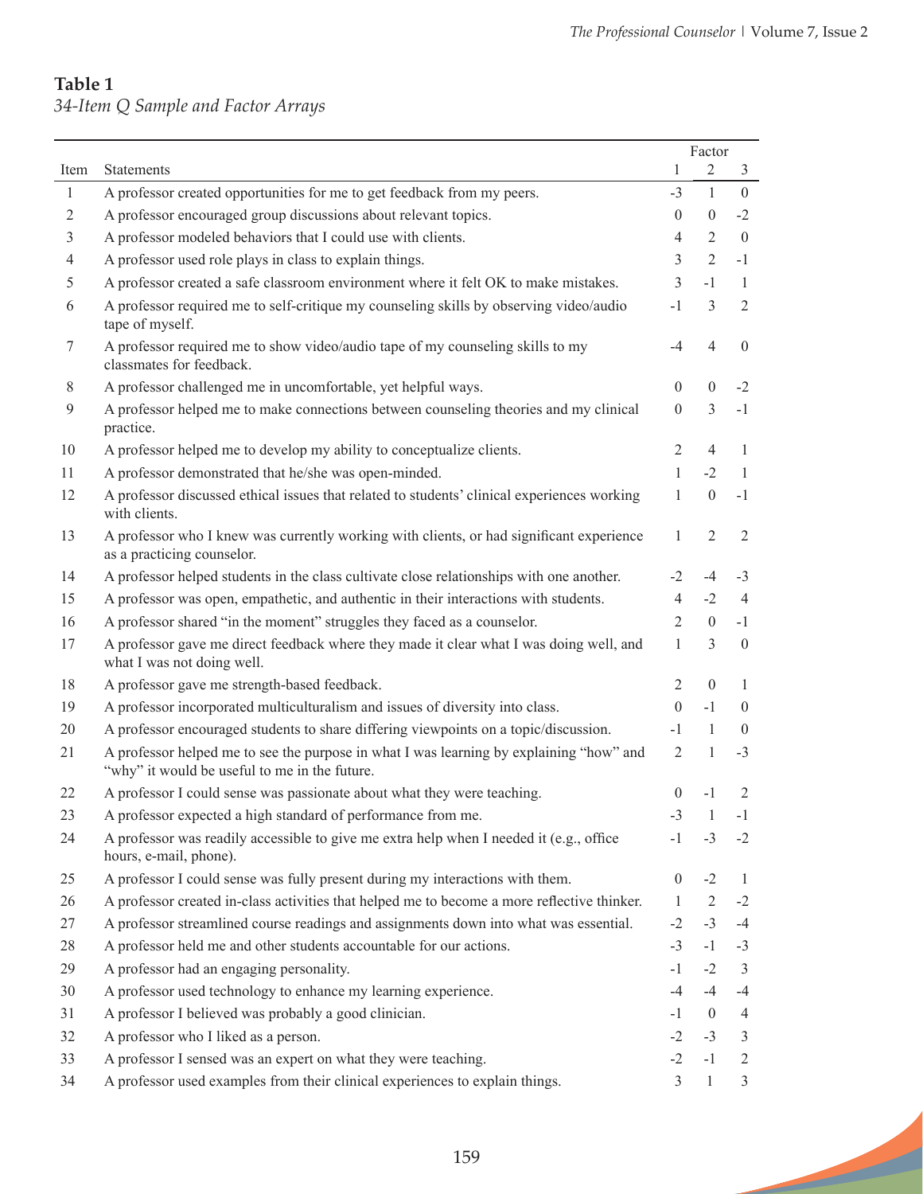**Table 1**
*34-Item Q Sample and Factor Arrays*

| Item | Statements | Factor 1 | Factor 2 | Factor 3 |
|---|---|---|---|---|
| 1 | A professor created opportunities for me to get feedback from my peers. | -3 | 1 | 0 |
| 2 | A professor encouraged group discussions about relevant topics. | 0 | 0 | -2 |
| 3 | A professor modeled behaviors that I could use with clients. | 4 | 2 | 0 |
| 4 | A professor used role plays in class to explain things. | 3 | 2 | -1 |
| 5 | A professor created a safe classroom environment where it felt OK to make mistakes. | 3 | -1 | 1 |
| 6 | A professor required me to self-critique my counseling skills by observing video/audio tape of myself. | -1 | 3 | 2 |
| 7 | A professor required me to show video/audio tape of my counseling skills to my classmates for feedback. | -4 | 4 | 0 |
| 8 | A professor challenged me in uncomfortable, yet helpful ways. | 0 | 0 | -2 |
| 9 | A professor helped me to make connections between counseling theories and my clinical practice. | 0 | 3 | -1 |
| 10 | A professor helped me to develop my ability to conceptualize clients. | 2 | 4 | 1 |
| 11 | A professor demonstrated that he/she was open-minded. | 1 | -2 | 1 |
| 12 | A professor discussed ethical issues that related to students' clinical experiences working with clients. | 1 | 0 | -1 |
| 13 | A professor who I knew was currently working with clients, or had significant experience as a practicing counselor. | 1 | 2 | 2 |
| 14 | A professor helped students in the class cultivate close relationships with one another. | -2 | -4 | -3 |
| 15 | A professor was open, empathetic, and authentic in their interactions with students. | 4 | -2 | 4 |
| 16 | A professor shared "in the moment" struggles they faced as a counselor. | 2 | 0 | -1 |
| 17 | A professor gave me direct feedback where they made it clear what I was doing well, and what I was not doing well. | 1 | 3 | 0 |
| 18 | A professor gave me strength-based feedback. | 2 | 0 | 1 |
| 19 | A professor incorporated multiculturalism and issues of diversity into class. | 0 | -1 | 0 |
| 20 | A professor encouraged students to share differing viewpoints on a topic/discussion. | -1 | 1 | 0 |
| 21 | A professor helped me to see the purpose in what I was learning by explaining "how" and "why" it would be useful to me in the future. | 2 | 1 | -3 |
| 22 | A professor I could sense was passionate about what they were teaching. | 0 | -1 | 2 |
| 23 | A professor expected a high standard of performance from me. | -3 | 1 | -1 |
| 24 | A professor was readily accessible to give me extra help when I needed it (e.g., office hours, e-mail, phone). | -1 | -3 | -2 |
| 25 | A professor I could sense was fully present during my interactions with them. | 0 | -2 | 1 |
| 26 | A professor created in-class activities that helped me to become a more reflective thinker. | 1 | 2 | -2 |
| 27 | A professor streamlined course readings and assignments down into what was essential. | -2 | -3 | -4 |
| 28 | A professor held me and other students accountable for our actions. | -3 | -1 | -3 |
| 29 | A professor had an engaging personality. | -1 | -2 | 3 |
| 30 | A professor used technology to enhance my learning experience. | -4 | -4 | -4 |
| 31 | A professor I believed was probably a good clinician. | -1 | 0 | 4 |
| 32 | A professor who I liked as a person. | -2 | -3 | 3 |
| 33 | A professor I sensed was an expert on what they were teaching. | -2 | -1 | 2 |
| 34 | A professor used examples from their clinical experiences to explain things. | 3 | 1 | 3 |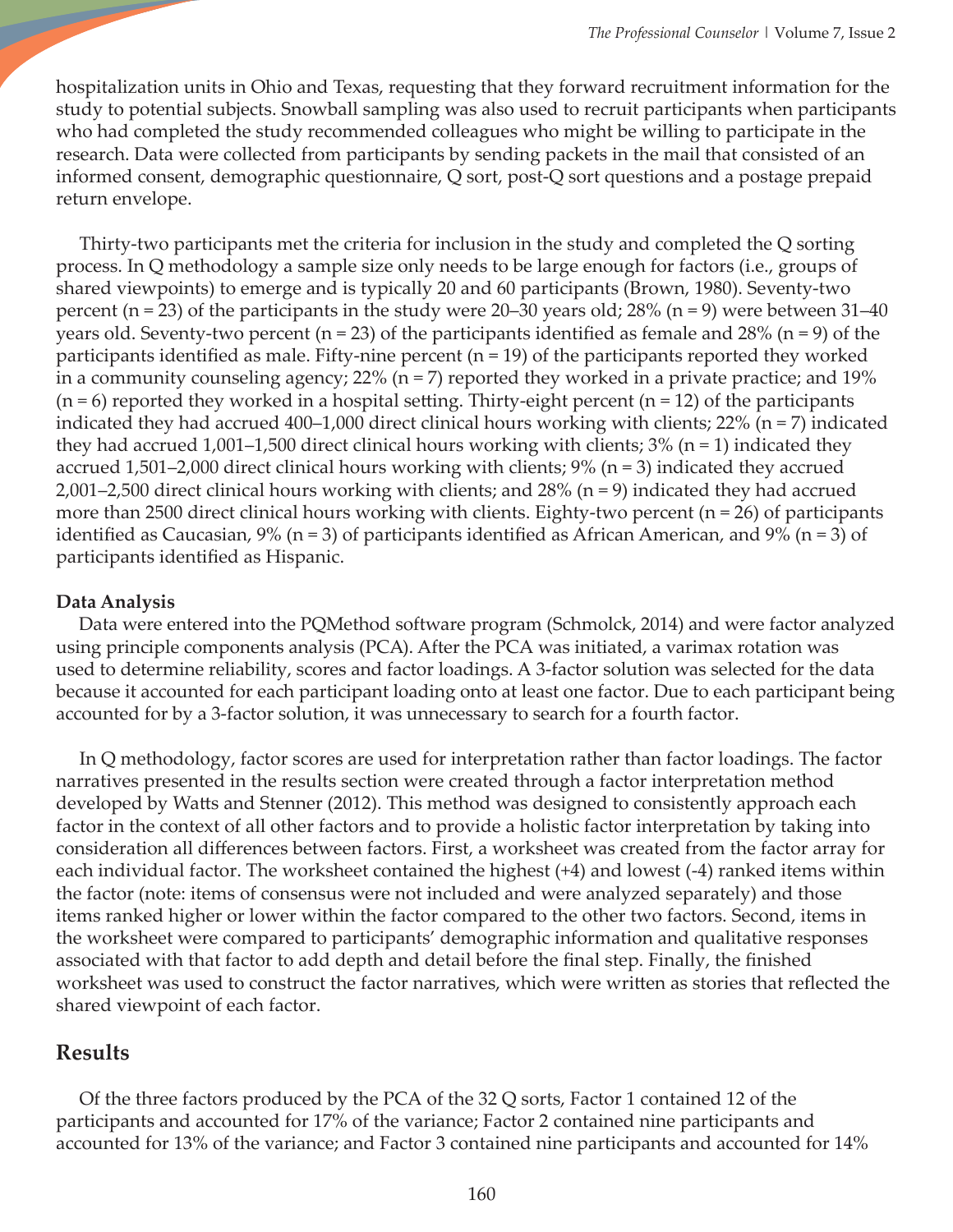hospitalization units in Ohio and Texas, requesting that they forward recruitment information for the study to potential subjects. Snowball sampling was also used to recruit participants when participants who had completed the study recommended colleagues who might be willing to participate in the research. Data were collected from participants by sending packets in the mail that consisted of an informed consent, demographic questionnaire, Q sort, post-Q sort questions and a postage prepaid return envelope.

Thirty-two participants met the criteria for inclusion in the study and completed the Q sorting process. In Q methodology a sample size only needs to be large enough for factors (i.e., groups of shared viewpoints) to emerge and is typically 20 and 60 participants (Brown, 1980). Seventy-two percent (n = 23) of the participants in the study were 20–30 years old; 28% (n = 9) were between 31–40 years old. Seventy-two percent (n = 23) of the participants identified as female and 28% (n = 9) of the participants identified as male. Fifty-nine percent (n = 19) of the participants reported they worked in a community counseling agency; 22% (n = 7) reported they worked in a private practice; and 19% (n = 6) reported they worked in a hospital setting. Thirty-eight percent (n = 12) of the participants indicated they had accrued 400–1,000 direct clinical hours working with clients; 22% (n = 7) indicated they had accrued 1,001–1,500 direct clinical hours working with clients; 3% (n = 1) indicated they accrued 1,501–2,000 direct clinical hours working with clients; 9% (n = 3) indicated they accrued 2,001–2,500 direct clinical hours working with clients; and 28% (n = 9) indicated they had accrued more than 2500 direct clinical hours working with clients. Eighty-two percent (n = 26) of participants identified as Caucasian, 9% (n = 3) of participants identified as African American, and 9% (n = 3) of participants identified as Hispanic.

**Data Analysis**

Data were entered into the PQMethod software program (Schmolck, 2014) and were factor analyzed using principle components analysis (PCA). After the PCA was initiated, a varimax rotation was used to determine reliability, scores and factor loadings. A 3-factor solution was selected for the data because it accounted for each participant loading onto at least one factor. Due to each participant being accounted for by a 3-factor solution, it was unnecessary to search for a fourth factor.

In Q methodology, factor scores are used for interpretation rather than factor loadings. The factor narratives presented in the results section were created through a factor interpretation method developed by Watts and Stenner (2012). This method was designed to consistently approach each factor in the context of all other factors and to provide a holistic factor interpretation by taking into consideration all differences between factors. First, a worksheet was created from the factor array for each individual factor. The worksheet contained the highest (+4) and lowest (-4) ranked items within the factor (note: items of consensus were not included and were analyzed separately) and those items ranked higher or lower within the factor compared to the other two factors. Second, items in the worksheet were compared to participants' demographic information and qualitative responses associated with that factor to add depth and detail before the final step. Finally, the finished worksheet was used to construct the factor narratives, which were written as stories that reflected the shared viewpoint of each factor.

## Results

Of the three factors produced by the PCA of the 32 Q sorts, Factor 1 contained 12 of the participants and accounted for 17% of the variance; Factor 2 contained nine participants and accounted for 13% of the variance; and Factor 3 contained nine participants and accounted for 14%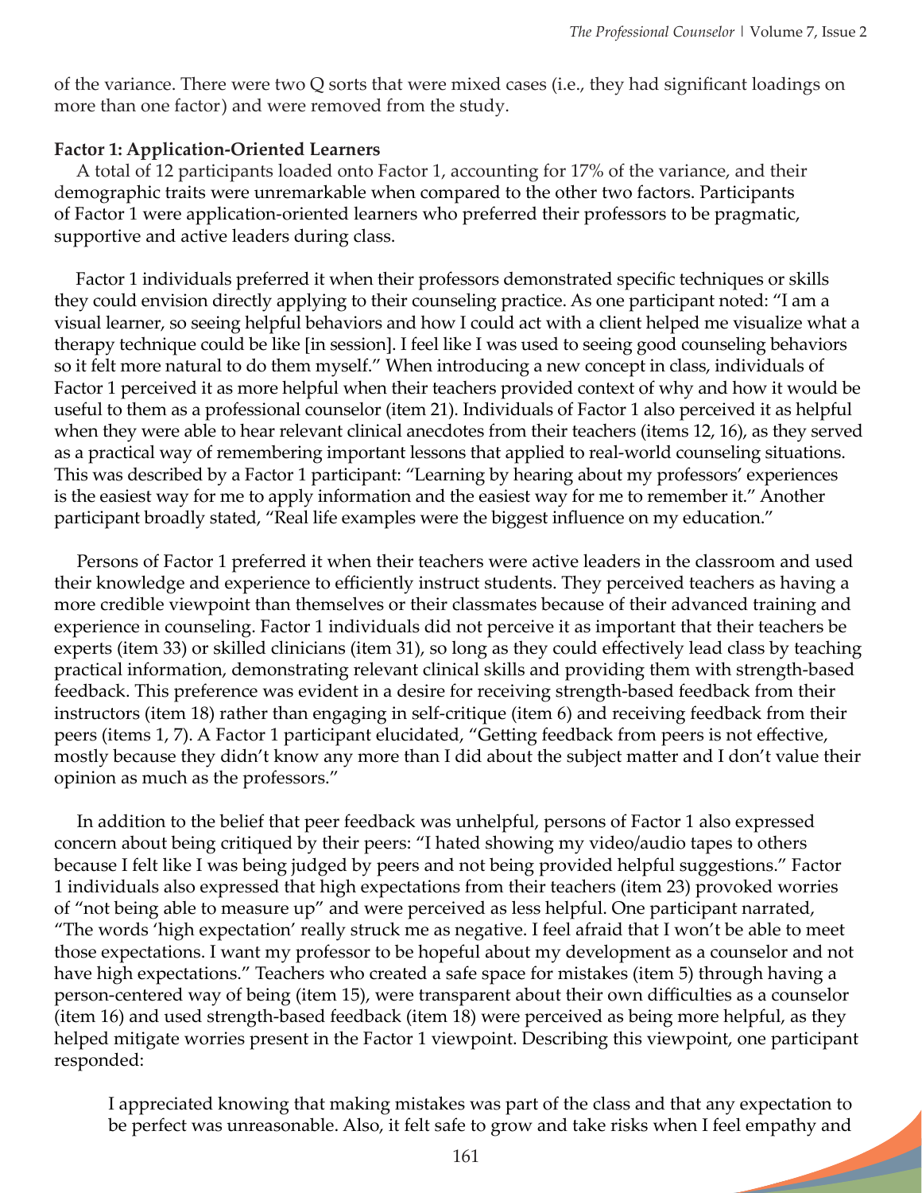of the variance. There were two Q sorts that were mixed cases (i.e., they had significant loadings on more than one factor) and were removed from the study.

**Factor 1: Application-Oriented Learners**

A total of 12 participants loaded onto Factor 1, accounting for 17% of the variance, and their demographic traits were unremarkable when compared to the other two factors. Participants of Factor 1 were application-oriented learners who preferred their professors to be pragmatic, supportive and active leaders during class.

Factor 1 individuals preferred it when their professors demonstrated specific techniques or skills they could envision directly applying to their counseling practice. As one participant noted: "I am a visual learner, so seeing helpful behaviors and how I could act with a client helped me visualize what a therapy technique could be like [in session]. I feel like I was used to seeing good counseling behaviors so it felt more natural to do them myself." When introducing a new concept in class, individuals of Factor 1 perceived it as more helpful when their teachers provided context of why and how it would be useful to them as a professional counselor (item 21). Individuals of Factor 1 also perceived it as helpful when they were able to hear relevant clinical anecdotes from their teachers (items 12, 16), as they served as a practical way of remembering important lessons that applied to real-world counseling situations. This was described by a Factor 1 participant: "Learning by hearing about my professors' experiences is the easiest way for me to apply information and the easiest way for me to remember it." Another participant broadly stated, "Real life examples were the biggest influence on my education."

Persons of Factor 1 preferred it when their teachers were active leaders in the classroom and used their knowledge and experience to efficiently instruct students. They perceived teachers as having a more credible viewpoint than themselves or their classmates because of their advanced training and experience in counseling. Factor 1 individuals did not perceive it as important that their teachers be experts (item 33) or skilled clinicians (item 31), so long as they could effectively lead class by teaching practical information, demonstrating relevant clinical skills and providing them with strength-based feedback. This preference was evident in a desire for receiving strength-based feedback from their instructors (item 18) rather than engaging in self-critique (item 6) and receiving feedback from their peers (items 1, 7). A Factor 1 participant elucidated, "Getting feedback from peers is not effective, mostly because they didn't know any more than I did about the subject matter and I don't value their opinion as much as the professors."

In addition to the belief that peer feedback was unhelpful, persons of Factor 1 also expressed concern about being critiqued by their peers: "I hated showing my video/audio tapes to others because I felt like I was being judged by peers and not being provided helpful suggestions." Factor 1 individuals also expressed that high expectations from their teachers (item 23) provoked worries of "not being able to measure up" and were perceived as less helpful. One participant narrated, "The words 'high expectation' really struck me as negative. I feel afraid that I won't be able to meet those expectations. I want my professor to be hopeful about my development as a counselor and not have high expectations." Teachers who created a safe space for mistakes (item 5) through having a person-centered way of being (item 15), were transparent about their own difficulties as a counselor (item 16) and used strength-based feedback (item 18) were perceived as being more helpful, as they helped mitigate worries present in the Factor 1 viewpoint. Describing this viewpoint, one participant responded:

> I appreciated knowing that making mistakes was part of the class and that any expectation to be perfect was unreasonable. Also, it felt safe to grow and take risks when I feel empathy and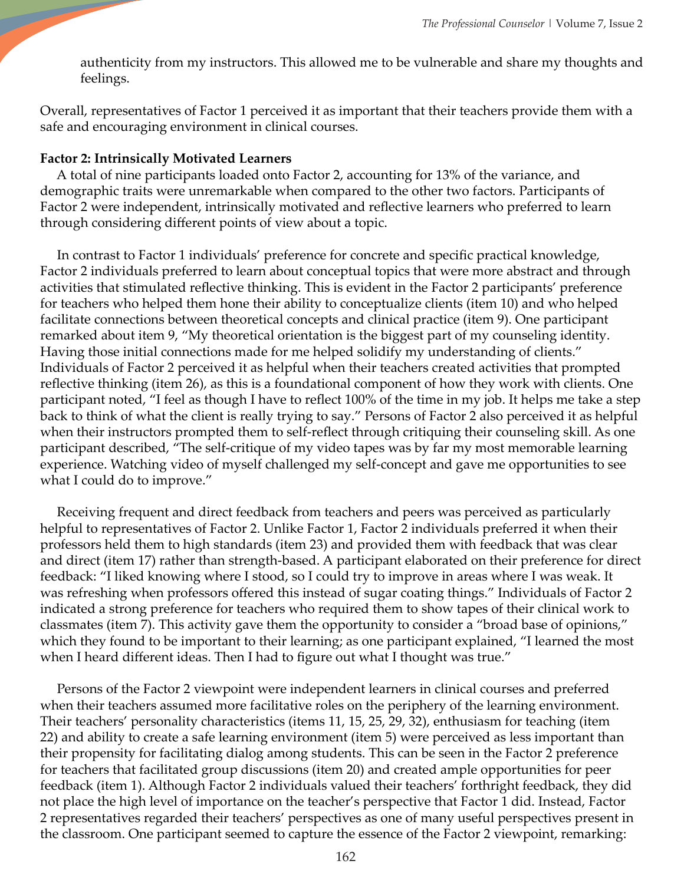authenticity from my instructors. This allowed me to be vulnerable and share my thoughts and feelings.

Overall, representatives of Factor 1 perceived it as important that their teachers provide them with a safe and encouraging environment in clinical courses.

**Factor 2: Intrinsically Motivated Learners**

A total of nine participants loaded onto Factor 2, accounting for 13% of the variance, and demographic traits were unremarkable when compared to the other two factors. Participants of Factor 2 were independent, intrinsically motivated and reflective learners who preferred to learn through considering different points of view about a topic.

In contrast to Factor 1 individuals' preference for concrete and specific practical knowledge, Factor 2 individuals preferred to learn about conceptual topics that were more abstract and through activities that stimulated reflective thinking. This is evident in the Factor 2 participants' preference for teachers who helped them hone their ability to conceptualize clients (item 10) and who helped facilitate connections between theoretical concepts and clinical practice (item 9). One participant remarked about item 9, "My theoretical orientation is the biggest part of my counseling identity. Having those initial connections made for me helped solidify my understanding of clients." Individuals of Factor 2 perceived it as helpful when their teachers created activities that prompted reflective thinking (item 26), as this is a foundational component of how they work with clients. One participant noted, "I feel as though I have to reflect 100% of the time in my job. It helps me take a step back to think of what the client is really trying to say." Persons of Factor 2 also perceived it as helpful when their instructors prompted them to self-reflect through critiquing their counseling skill. As one participant described, "The self-critique of my video tapes was by far my most memorable learning experience. Watching video of myself challenged my self-concept and gave me opportunities to see what I could do to improve."

Receiving frequent and direct feedback from teachers and peers was perceived as particularly helpful to representatives of Factor 2. Unlike Factor 1, Factor 2 individuals preferred it when their professors held them to high standards (item 23) and provided them with feedback that was clear and direct (item 17) rather than strength-based. A participant elaborated on their preference for direct feedback: "I liked knowing where I stood, so I could try to improve in areas where I was weak. It was refreshing when professors offered this instead of sugar coating things." Individuals of Factor 2 indicated a strong preference for teachers who required them to show tapes of their clinical work to classmates (item 7). This activity gave them the opportunity to consider a "broad base of opinions," which they found to be important to their learning; as one participant explained, "I learned the most when I heard different ideas. Then I had to figure out what I thought was true."

Persons of the Factor 2 viewpoint were independent learners in clinical courses and preferred when their teachers assumed more facilitative roles on the periphery of the learning environment. Their teachers' personality characteristics (items 11, 15, 25, 29, 32), enthusiasm for teaching (item 22) and ability to create a safe learning environment (item 5) were perceived as less important than their propensity for facilitating dialog among students. This can be seen in the Factor 2 preference for teachers that facilitated group discussions (item 20) and created ample opportunities for peer feedback (item 1). Although Factor 2 individuals valued their teachers' forthright feedback, they did not place the high level of importance on the teacher's perspective that Factor 1 did. Instead, Factor 2 representatives regarded their teachers' perspectives as one of many useful perspectives present in the classroom. One participant seemed to capture the essence of the Factor 2 viewpoint, remarking: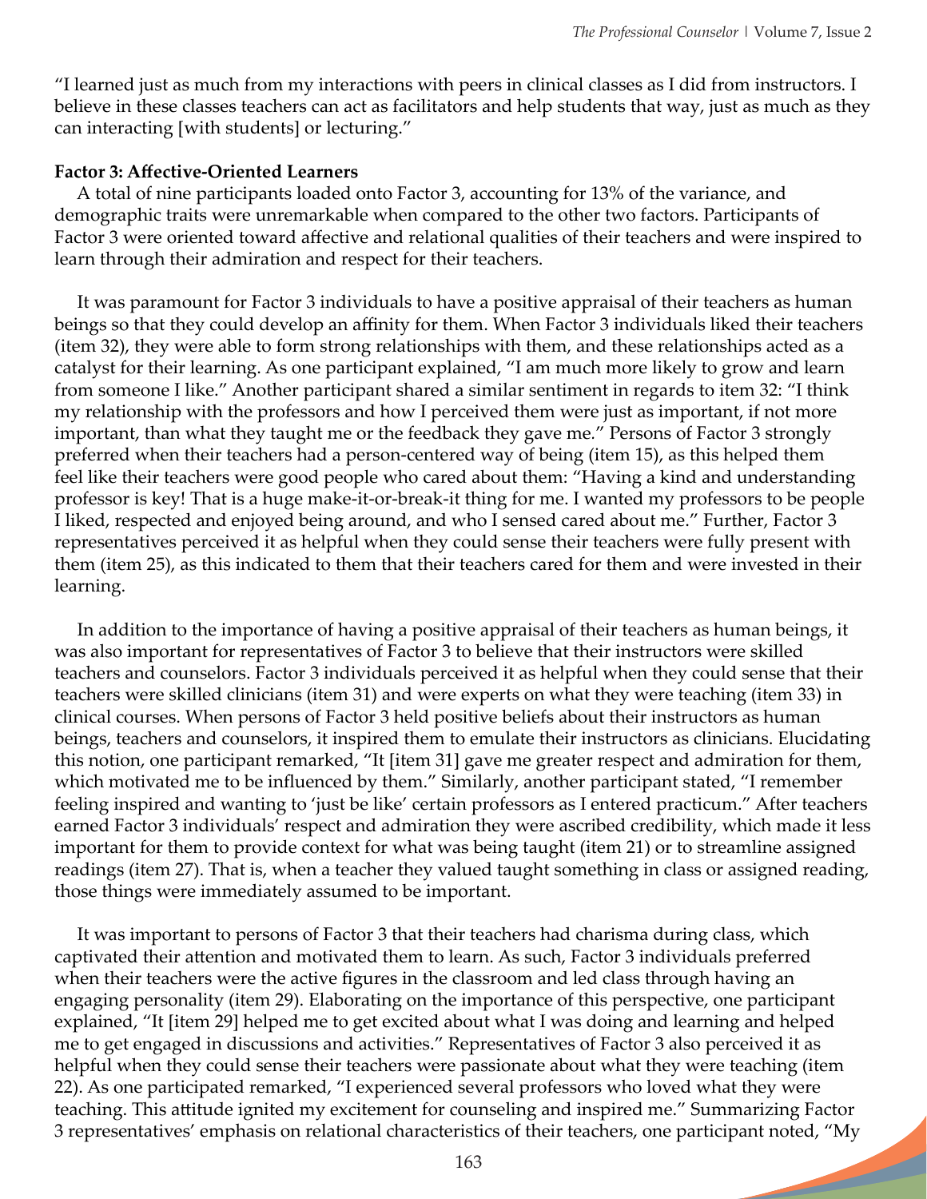"I learned just as much from my interactions with peers in clinical classes as I did from instructors. I believe in these classes teachers can act as facilitators and help students that way, just as much as they can interacting [with students] or lecturing."

**Factor 3: Affective-Oriented Learners**

A total of nine participants loaded onto Factor 3, accounting for 13% of the variance, and demographic traits were unremarkable when compared to the other two factors. Participants of Factor 3 were oriented toward affective and relational qualities of their teachers and were inspired to learn through their admiration and respect for their teachers.

It was paramount for Factor 3 individuals to have a positive appraisal of their teachers as human beings so that they could develop an affinity for them. When Factor 3 individuals liked their teachers (item 32), they were able to form strong relationships with them, and these relationships acted as a catalyst for their learning. As one participant explained, "I am much more likely to grow and learn from someone I like." Another participant shared a similar sentiment in regards to item 32: "I think my relationship with the professors and how I perceived them were just as important, if not more important, than what they taught me or the feedback they gave me." Persons of Factor 3 strongly preferred when their teachers had a person-centered way of being (item 15), as this helped them feel like their teachers were good people who cared about them: "Having a kind and understanding professor is key! That is a huge make-it-or-break-it thing for me. I wanted my professors to be people I liked, respected and enjoyed being around, and who I sensed cared about me." Further, Factor 3 representatives perceived it as helpful when they could sense their teachers were fully present with them (item 25), as this indicated to them that their teachers cared for them and were invested in their learning.

In addition to the importance of having a positive appraisal of their teachers as human beings, it was also important for representatives of Factor 3 to believe that their instructors were skilled teachers and counselors. Factor 3 individuals perceived it as helpful when they could sense that their teachers were skilled clinicians (item 31) and were experts on what they were teaching (item 33) in clinical courses. When persons of Factor 3 held positive beliefs about their instructors as human beings, teachers and counselors, it inspired them to emulate their instructors as clinicians. Elucidating this notion, one participant remarked, "It [item 31] gave me greater respect and admiration for them, which motivated me to be influenced by them." Similarly, another participant stated, "I remember feeling inspired and wanting to 'just be like' certain professors as I entered practicum." After teachers earned Factor 3 individuals' respect and admiration they were ascribed credibility, which made it less important for them to provide context for what was being taught (item 21) or to streamline assigned readings (item 27). That is, when a teacher they valued taught something in class or assigned reading, those things were immediately assumed to be important.

It was important to persons of Factor 3 that their teachers had charisma during class, which captivated their attention and motivated them to learn. As such, Factor 3 individuals preferred when their teachers were the active figures in the classroom and led class through having an engaging personality (item 29). Elaborating on the importance of this perspective, one participant explained, "It [item 29] helped me to get excited about what I was doing and learning and helped me to get engaged in discussions and activities." Representatives of Factor 3 also perceived it as helpful when they could sense their teachers were passionate about what they were teaching (item 22). As one participated remarked, "I experienced several professors who loved what they were teaching. This attitude ignited my excitement for counseling and inspired me." Summarizing Factor 3 representatives' emphasis on relational characteristics of their teachers, one participant noted, "My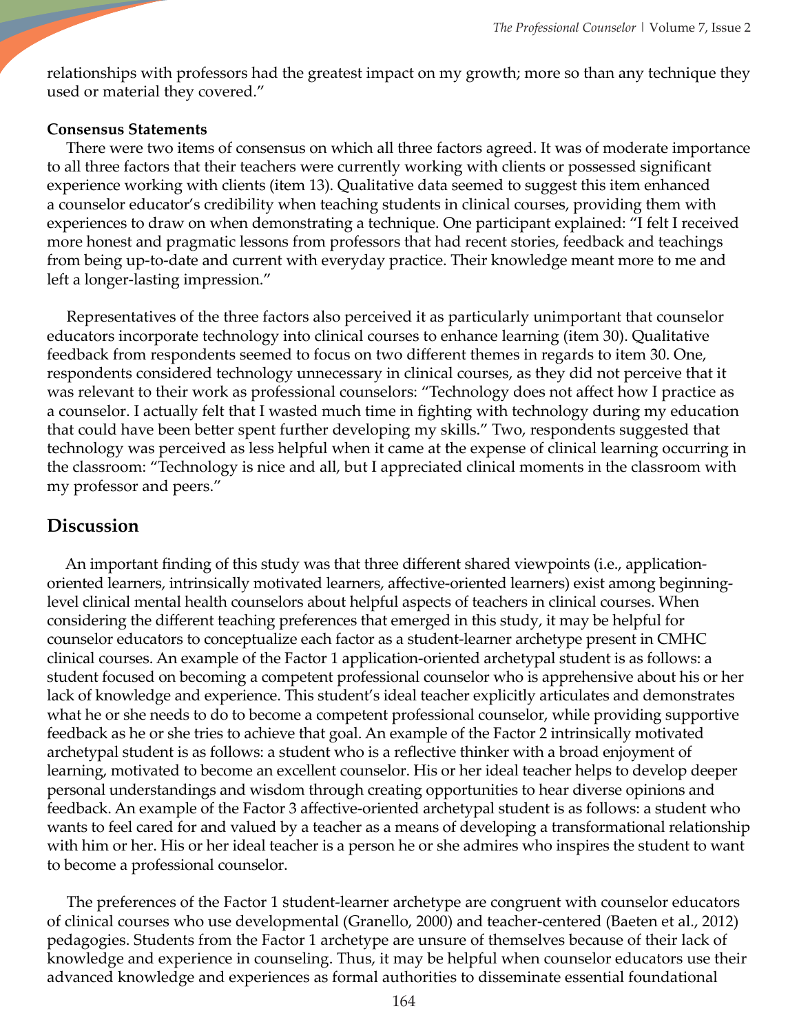relationships with professors had the greatest impact on my growth; more so than any technique they used or material they covered."

**Consensus Statements**

There were two items of consensus on which all three factors agreed. It was of moderate importance to all three factors that their teachers were currently working with clients or possessed significant experience working with clients (item 13). Qualitative data seemed to suggest this item enhanced a counselor educator's credibility when teaching students in clinical courses, providing them with experiences to draw on when demonstrating a technique. One participant explained: "I felt I received more honest and pragmatic lessons from professors that had recent stories, feedback and teachings from being up-to-date and current with everyday practice. Their knowledge meant more to me and left a longer-lasting impression."

Representatives of the three factors also perceived it as particularly unimportant that counselor educators incorporate technology into clinical courses to enhance learning (item 30). Qualitative feedback from respondents seemed to focus on two different themes in regards to item 30. One, respondents considered technology unnecessary in clinical courses, as they did not perceive that it was relevant to their work as professional counselors: "Technology does not affect how I practice as a counselor. I actually felt that I wasted much time in fighting with technology during my education that could have been better spent further developing my skills." Two, respondents suggested that technology was perceived as less helpful when it came at the expense of clinical learning occurring in the classroom: "Technology is nice and all, but I appreciated clinical moments in the classroom with my professor and peers."

## Discussion

An important finding of this study was that three different shared viewpoints (i.e., application-oriented learners, intrinsically motivated learners, affective-oriented learners) exist among beginning-level clinical mental health counselors about helpful aspects of teachers in clinical courses. When considering the different teaching preferences that emerged in this study, it may be helpful for counselor educators to conceptualize each factor as a student-learner archetype present in CMHC clinical courses. An example of the Factor 1 application-oriented archetypal student is as follows: a student focused on becoming a competent professional counselor who is apprehensive about his or her lack of knowledge and experience. This student's ideal teacher explicitly articulates and demonstrates what he or she needs to do to become a competent professional counselor, while providing supportive feedback as he or she tries to achieve that goal. An example of the Factor 2 intrinsically motivated archetypal student is as follows: a student who is a reflective thinker with a broad enjoyment of learning, motivated to become an excellent counselor. His or her ideal teacher helps to develop deeper personal understandings and wisdom through creating opportunities to hear diverse opinions and feedback. An example of the Factor 3 affective-oriented archetypal student is as follows: a student who wants to feel cared for and valued by a teacher as a means of developing a transformational relationship with him or her. His or her ideal teacher is a person he or she admires who inspires the student to want to become a professional counselor.

The preferences of the Factor 1 student-learner archetype are congruent with counselor educators of clinical courses who use developmental (Granello, 2000) and teacher-centered (Baeten et al., 2012) pedagogies. Students from the Factor 1 archetype are unsure of themselves because of their lack of knowledge and experience in counseling. Thus, it may be helpful when counselor educators use their advanced knowledge and experiences as formal authorities to disseminate essential foundational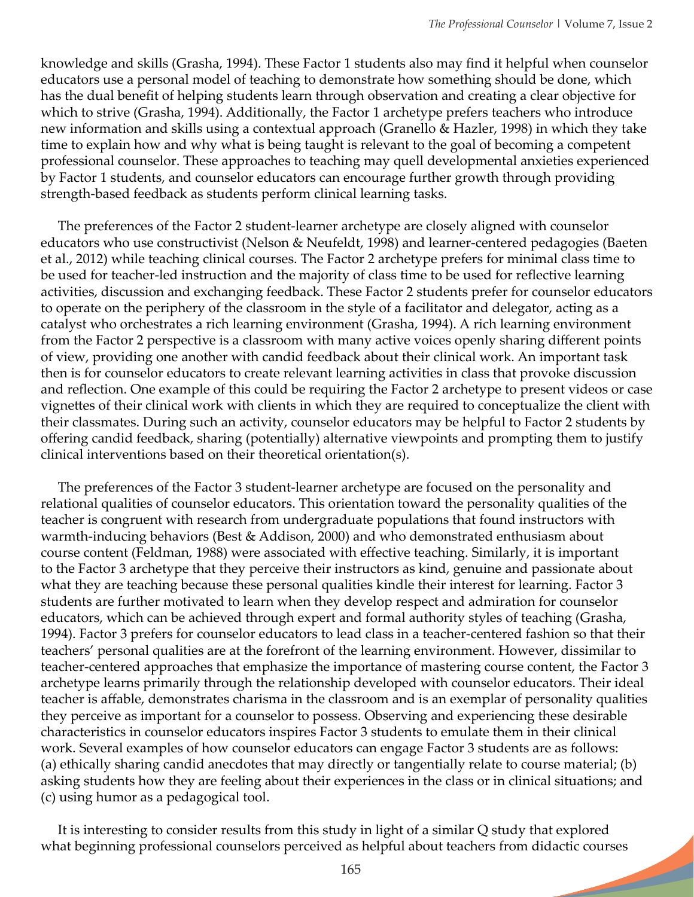knowledge and skills (Grasha, 1994). These Factor 1 students also may find it helpful when counselor educators use a personal model of teaching to demonstrate how something should be done, which has the dual benefit of helping students learn through observation and creating a clear objective for which to strive (Grasha, 1994). Additionally, the Factor 1 archetype prefers teachers who introduce new information and skills using a contextual approach (Granello & Hazler, 1998) in which they take time to explain how and why what is being taught is relevant to the goal of becoming a competent professional counselor. These approaches to teaching may quell developmental anxieties experienced by Factor 1 students, and counselor educators can encourage further growth through providing strength-based feedback as students perform clinical learning tasks.

The preferences of the Factor 2 student-learner archetype are closely aligned with counselor educators who use constructivist (Nelson & Neufeldt, 1998) and learner-centered pedagogies (Baeten et al., 2012) while teaching clinical courses. The Factor 2 archetype prefers for minimal class time to be used for teacher-led instruction and the majority of class time to be used for reflective learning activities, discussion and exchanging feedback. These Factor 2 students prefer for counselor educators to operate on the periphery of the classroom in the style of a facilitator and delegator, acting as a catalyst who orchestrates a rich learning environment (Grasha, 1994). A rich learning environment from the Factor 2 perspective is a classroom with many active voices openly sharing different points of view, providing one another with candid feedback about their clinical work. An important task then is for counselor educators to create relevant learning activities in class that provoke discussion and reflection. One example of this could be requiring the Factor 2 archetype to present videos or case vignettes of their clinical work with clients in which they are required to conceptualize the client with their classmates. During such an activity, counselor educators may be helpful to Factor 2 students by offering candid feedback, sharing (potentially) alternative viewpoints and prompting them to justify clinical interventions based on their theoretical orientation(s).

The preferences of the Factor 3 student-learner archetype are focused on the personality and relational qualities of counselor educators. This orientation toward the personality qualities of the teacher is congruent with research from undergraduate populations that found instructors with warmth-inducing behaviors (Best & Addison, 2000) and who demonstrated enthusiasm about course content (Feldman, 1988) were associated with effective teaching. Similarly, it is important to the Factor 3 archetype that they perceive their instructors as kind, genuine and passionate about what they are teaching because these personal qualities kindle their interest for learning. Factor 3 students are further motivated to learn when they develop respect and admiration for counselor educators, which can be achieved through expert and formal authority styles of teaching (Grasha, 1994). Factor 3 prefers for counselor educators to lead class in a teacher-centered fashion so that their teachers' personal qualities are at the forefront of the learning environment. However, dissimilar to teacher-centered approaches that emphasize the importance of mastering course content, the Factor 3 archetype learns primarily through the relationship developed with counselor educators. Their ideal teacher is affable, demonstrates charisma in the classroom and is an exemplar of personality qualities they perceive as important for a counselor to possess. Observing and experiencing these desirable characteristics in counselor educators inspires Factor 3 students to emulate them in their clinical work. Several examples of how counselor educators can engage Factor 3 students are as follows: (a) ethically sharing candid anecdotes that may directly or tangentially relate to course material; (b) asking students how they are feeling about their experiences in the class or in clinical situations; and (c) using humor as a pedagogical tool.

It is interesting to consider results from this study in light of a similar Q study that explored what beginning professional counselors perceived as helpful about teachers from didactic courses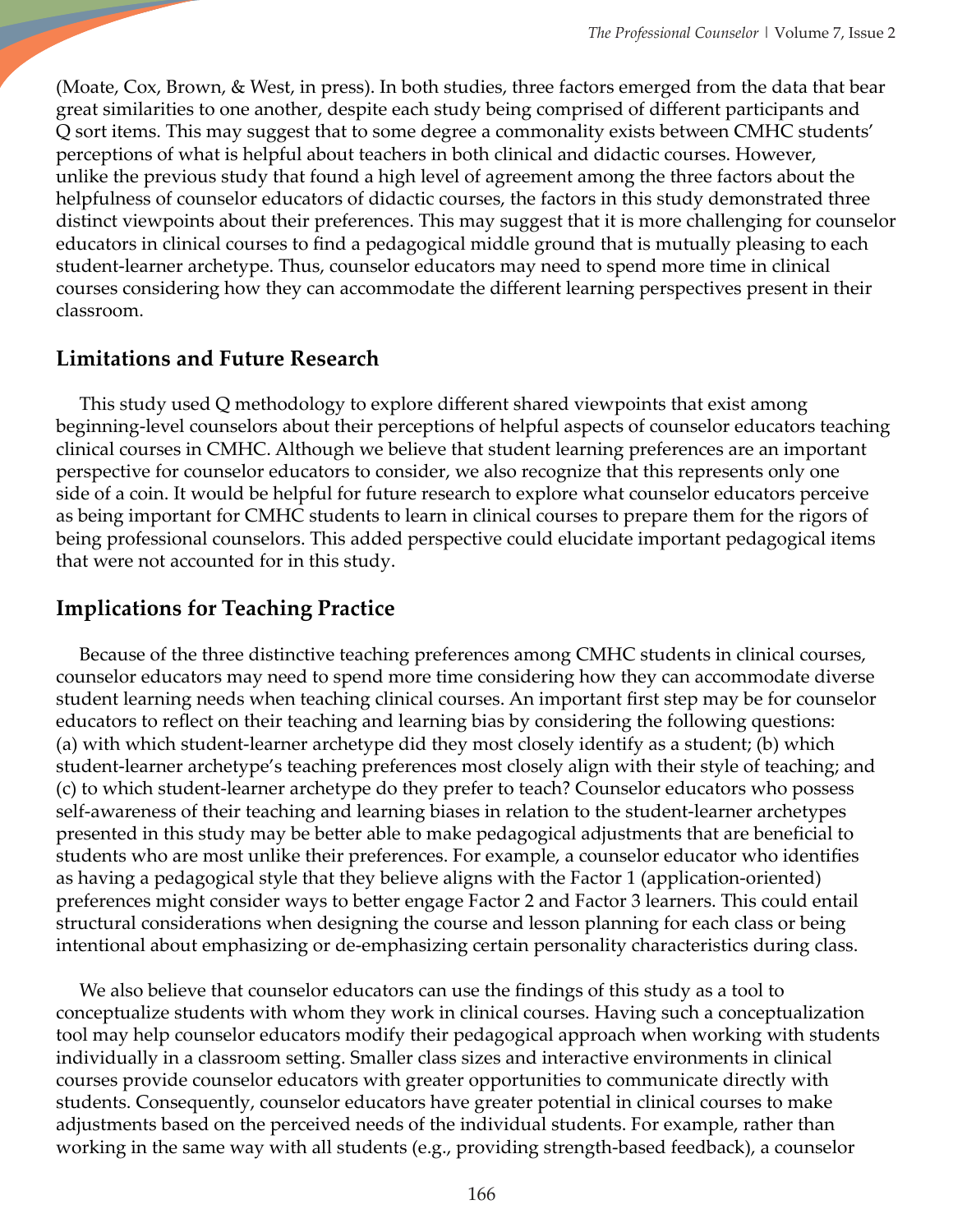(Moate, Cox, Brown, & West, in press). In both studies, three factors emerged from the data that bear great similarities to one another, despite each study being comprised of different participants and Q sort items. This may suggest that to some degree a commonality exists between CMHC students' perceptions of what is helpful about teachers in both clinical and didactic courses. However, unlike the previous study that found a high level of agreement among the three factors about the helpfulness of counselor educators of didactic courses, the factors in this study demonstrated three distinct viewpoints about their preferences. This may suggest that it is more challenging for counselor educators in clinical courses to find a pedagogical middle ground that is mutually pleasing to each student-learner archetype. Thus, counselor educators may need to spend more time in clinical courses considering how they can accommodate the different learning perspectives present in their classroom.

## Limitations and Future Research

This study used Q methodology to explore different shared viewpoints that exist among beginning-level counselors about their perceptions of helpful aspects of counselor educators teaching clinical courses in CMHC. Although we believe that student learning preferences are an important perspective for counselor educators to consider, we also recognize that this represents only one side of a coin. It would be helpful for future research to explore what counselor educators perceive as being important for CMHC students to learn in clinical courses to prepare them for the rigors of being professional counselors. This added perspective could elucidate important pedagogical items that were not accounted for in this study.

## Implications for Teaching Practice

Because of the three distinctive teaching preferences among CMHC students in clinical courses, counselor educators may need to spend more time considering how they can accommodate diverse student learning needs when teaching clinical courses. An important first step may be for counselor educators to reflect on their teaching and learning bias by considering the following questions: (a) with which student-learner archetype did they most closely identify as a student; (b) which student-learner archetype's teaching preferences most closely align with their style of teaching; and (c) to which student-learner archetype do they prefer to teach? Counselor educators who possess self-awareness of their teaching and learning biases in relation to the student-learner archetypes presented in this study may be better able to make pedagogical adjustments that are beneficial to students who are most unlike their preferences. For example, a counselor educator who identifies as having a pedagogical style that they believe aligns with the Factor 1 (application-oriented) preferences might consider ways to better engage Factor 2 and Factor 3 learners. This could entail structural considerations when designing the course and lesson planning for each class or being intentional about emphasizing or de-emphasizing certain personality characteristics during class.

We also believe that counselor educators can use the findings of this study as a tool to conceptualize students with whom they work in clinical courses. Having such a conceptualization tool may help counselor educators modify their pedagogical approach when working with students individually in a classroom setting. Smaller class sizes and interactive environments in clinical courses provide counselor educators with greater opportunities to communicate directly with students. Consequently, counselor educators have greater potential in clinical courses to make adjustments based on the perceived needs of the individual students. For example, rather than working in the same way with all students (e.g., providing strength-based feedback), a counselor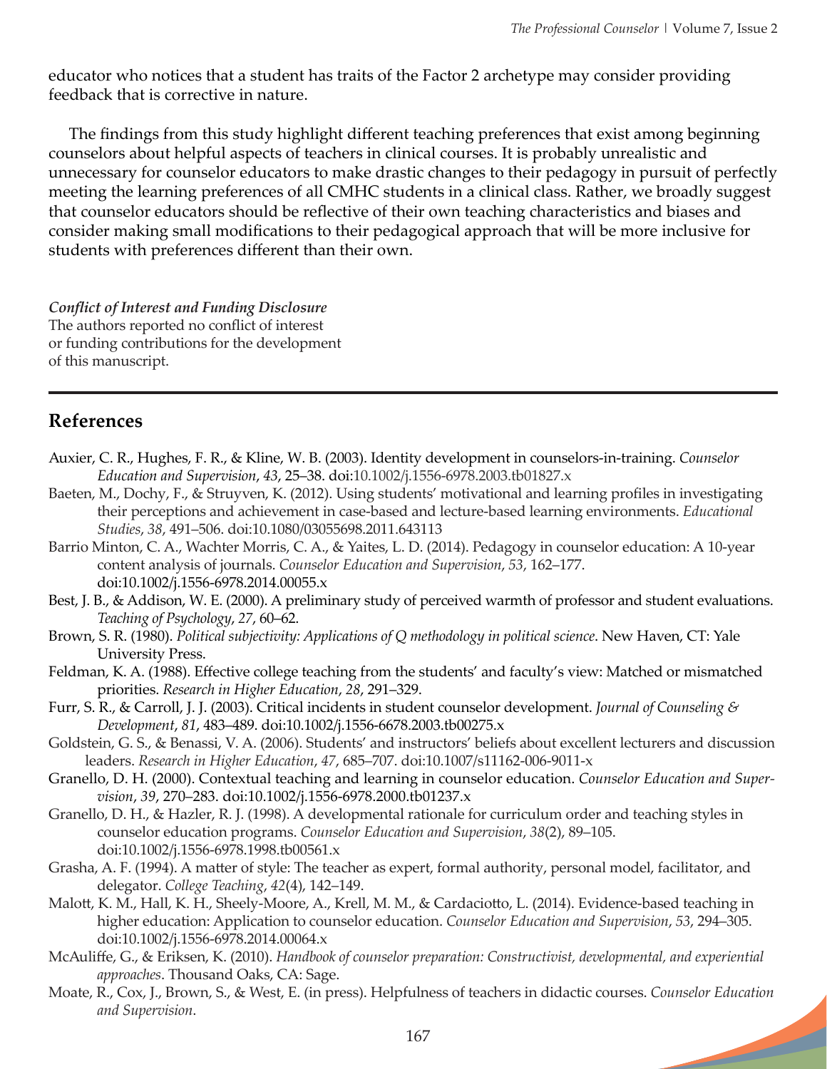educator who notices that a student has traits of the Factor 2 archetype may consider providing feedback that is corrective in nature.

The findings from this study highlight different teaching preferences that exist among beginning counselors about helpful aspects of teachers in clinical courses. It is probably unrealistic and unnecessary for counselor educators to make drastic changes to their pedagogy in pursuit of perfectly meeting the learning preferences of all CMHC students in a clinical class. Rather, we broadly suggest that counselor educators should be reflective of their own teaching characteristics and biases and consider making small modifications to their pedagogical approach that will be more inclusive for students with preferences different than their own.

***Conflict of Interest and Funding Disclosure***
The authors reported no conflict of interest or funding contributions for the development of this manuscript.

## References

Auxier, C. R., Hughes, F. R., & Kline, W. B. (2003). Identity development in counselors-in-training. *Counselor Education and Supervision*, *43*, 25–38. doi:10.1002/j.1556-6978.2003.tb01827.x

Baeten, M., Dochy, F., & Struyven, K. (2012). Using students' motivational and learning profiles in investigating their perceptions and achievement in case-based and lecture-based learning environments. *Educational Studies*, *38*, 491–506. doi:10.1080/03055698.2011.643113

Barrio Minton, C. A., Wachter Morris, C. A., & Yaites, L. D. (2014). Pedagogy in counselor education: A 10-year content analysis of journals. *Counselor Education and Supervision*, *53*, 162–177. doi:10.1002/j.1556-6978.2014.00055.x

Best, J. B., & Addison, W. E. (2000). A preliminary study of perceived warmth of professor and student evaluations. *Teaching of Psychology*, *27*, 60–62.

Brown, S. R. (1980). *Political subjectivity: Applications of Q methodology in political science*. New Haven, CT: Yale University Press.

Feldman, K. A. (1988). Effective college teaching from the students' and faculty's view: Matched or mismatched priorities. *Research in Higher Education*, *28*, 291–329.

Furr, S. R., & Carroll, J. J. (2003). Critical incidents in student counselor development. *Journal of Counseling & Development*, *81*, 483–489. doi:10.1002/j.1556-6678.2003.tb00275.x

Goldstein, G. S., & Benassi, V. A. (2006). Students' and instructors' beliefs about excellent lecturers and discussion leaders. *Research in Higher Education*, *47*, 685–707. doi:10.1007/s11162-006-9011-x

Granello, D. H. (2000). Contextual teaching and learning in counselor education. *Counselor Education and Supervision*, *39*, 270–283. doi:10.1002/j.1556-6978.2000.tb01237.x

Granello, D. H., & Hazler, R. J. (1998). A developmental rationale for curriculum order and teaching styles in counselor education programs. *Counselor Education and Supervision*, *38*(2), 89–105. doi:10.1002/j.1556-6978.1998.tb00561.x

Grasha, A. F. (1994). A matter of style: The teacher as expert, formal authority, personal model, facilitator, and delegator. *College Teaching*, *42*(4), 142–149.

Malott, K. M., Hall, K. H., Sheely-Moore, A., Krell, M. M., & Cardaciotto, L. (2014). Evidence-based teaching in higher education: Application to counselor education. *Counselor Education and Supervision*, *53*, 294–305. doi:10.1002/j.1556-6978.2014.00064.x

McAuliffe, G., & Eriksen, K. (2010). *Handbook of counselor preparation: Constructivist, developmental, and experiential approaches*. Thousand Oaks, CA: Sage.

Moate, R., Cox, J., Brown, S., & West, E. (in press). Helpfulness of teachers in didactic courses. *Counselor Education and Supervision*.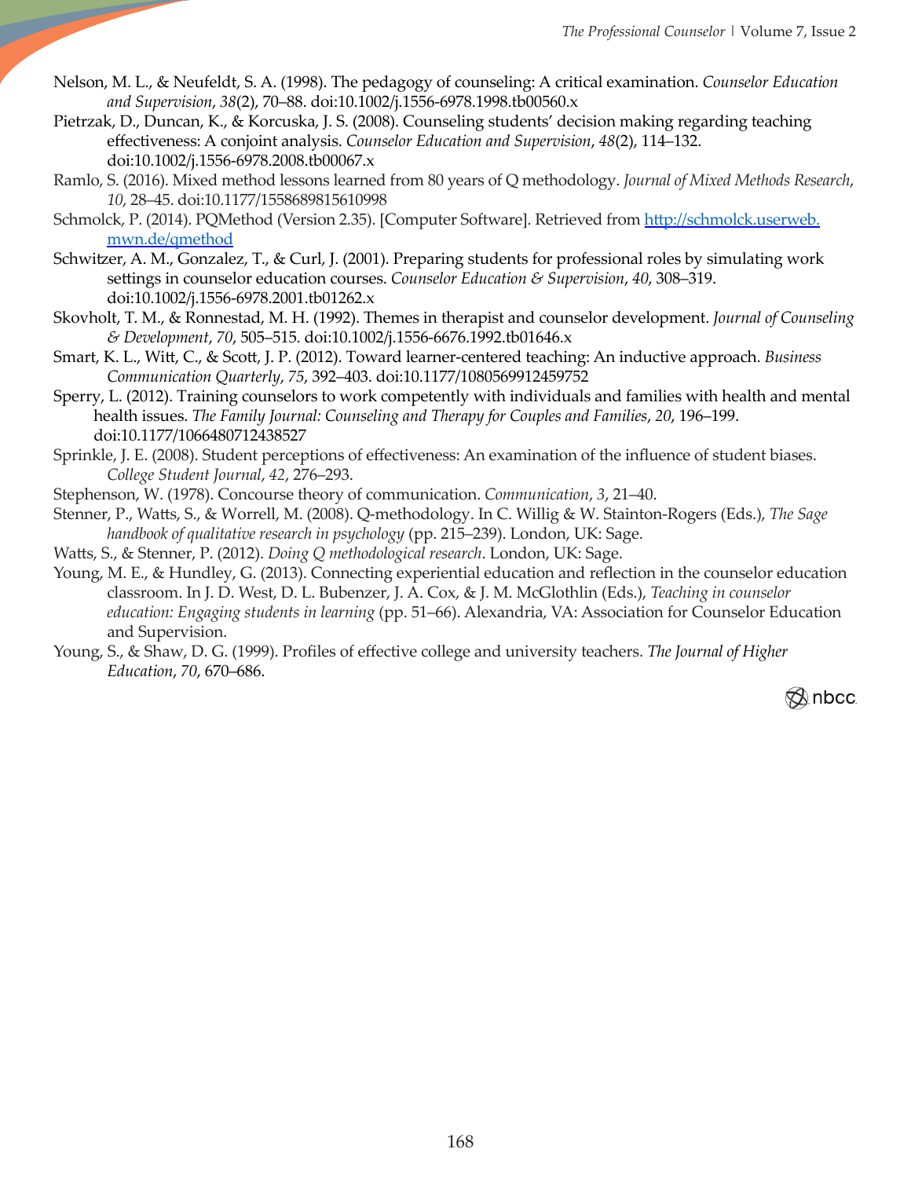Nelson, M. L., & Neufeldt, S. A. (1998). The pedagogy of counseling: A critical examination. *Counselor Education and Supervision*, *38*(2), 70–88. doi:10.1002/j.1556-6978.1998.tb00560.x

Pietrzak, D., Duncan, K., & Korcuska, J. S. (2008). Counseling students' decision making regarding teaching effectiveness: A conjoint analysis. *Counselor Education and Supervision*, *48*(2), 114–132. doi:10.1002/j.1556-6978.2008.tb00067.x

Ramlo, S. (2016). Mixed method lessons learned from 80 years of Q methodology. *Journal of Mixed Methods Research*, *10*, 28–45. doi:10.1177/1558689815610998

Schmolck, P. (2014). PQMethod (Version 2.35). [Computer Software]. Retrieved from http://schmolck.userweb.mwn.de/qmethod

Schwitzer, A. M., Gonzalez, T., & Curl, J. (2001). Preparing students for professional roles by simulating work settings in counselor education courses. *Counselor Education & Supervision*, *40*, 308–319. doi:10.1002/j.1556-6978.2001.tb01262.x

Skovholt, T. M., & Ronnestad, M. H. (1992). Themes in therapist and counselor development. *Journal of Counseling & Development*, *70*, 505–515. doi:10.1002/j.1556-6676.1992.tb01646.x

Smart, K. L., Witt, C., & Scott, J. P. (2012). Toward learner-centered teaching: An inductive approach. *Business Communication Quarterly*, *75*, 392–403. doi:10.1177/1080569912459752

Sperry, L. (2012). Training counselors to work competently with individuals and families with health and mental health issues. *The Family Journal: Counseling and Therapy for Couples and Families*, *20*, 196–199. doi:10.1177/1066480712438527

Sprinkle, J. E. (2008). Student perceptions of effectiveness: An examination of the influence of student biases. *College Student Journal*, *42*, 276–293.

Stephenson, W. (1978). Concourse theory of communication. *Communication*, *3*, 21–40.

Stenner, P., Watts, S., & Worrell, M. (2008). Q-methodology. In C. Willig & W. Stainton-Rogers (Eds.), *The Sage handbook of qualitative research in psychology* (pp. 215–239). London, UK: Sage.

Watts, S., & Stenner, P. (2012). *Doing Q methodological research*. London, UK: Sage.

Young, M. E., & Hundley, G. (2013). Connecting experiential education and reflection in the counselor education classroom. In J. D. West, D. L. Bubenzer, J. A. Cox, & J. M. McGlothlin (Eds.), *Teaching in counselor education: Engaging students in learning* (pp. 51–66). Alexandria, VA: Association for Counselor Education and Supervision.

Young, S., & Shaw, D. G. (1999). Profiles of effective college and university teachers. *The Journal of Higher Education*, *70*, 670–686.